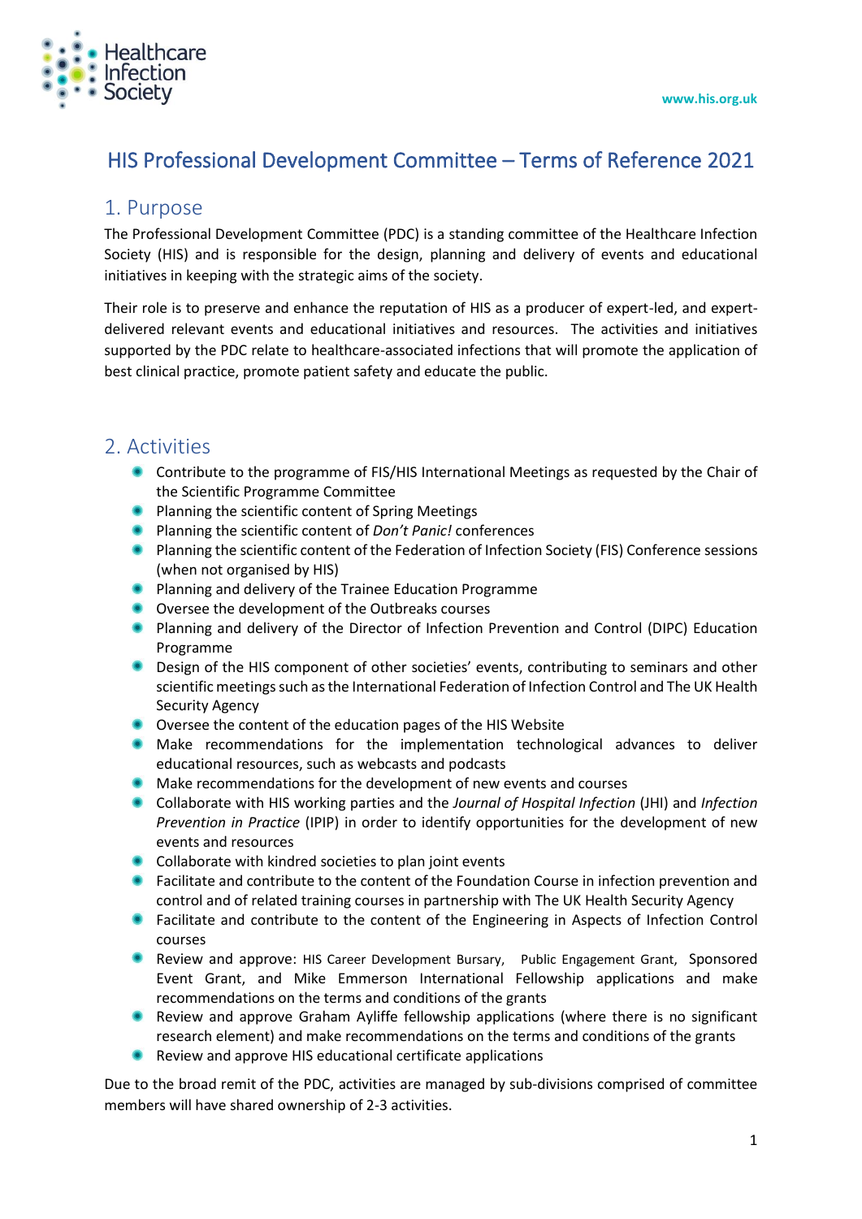# HIS Professional Development Committee – Terms of Reference 2021

## 1. Purpose

The Professional Development Committee (PDC) is a standing committee of the Healthcare Infection Society (HIS) and is responsible for the design, planning and delivery of events and educational initiatives in keeping with the strategic aims of the society.

Their role is to preserve and enhance the reputation of HIS as a producer of expert-led, and expert-delivered relevant events and educational initiatives and resources. The activities and initiatives supported by the PDC relate to healthcare-associated infections that will promote the application of best clinical practice, promote patient safety and educate the public.

## 2. Activities

- Contribute to the programme of FIS/HIS International Meetings as requested by the Chair of the Scientific Programme Committee
- Planning the scientific content of Spring Meetings
- Planning the scientific content of *Don't Panic!* conferences
- Planning the scientific content of the Federation of Infection Society (FIS) Conference sessions (when not organised by HIS)
- Planning and delivery of the Trainee Education Programme
- Oversee the development of the Outbreaks courses
- Planning and delivery of the Director of Infection Prevention and Control (DIPC) Education Programme
- Design of the HIS component of other societies' events, contributing to seminars and other scientific meetings such as the International Federation of Infection Control and The UK Health Security Agency
- Oversee the content of the education pages of the HIS Website
- Make recommendations for the implementation technological advances to deliver educational resources, such as webcasts and podcasts
- Make recommendations for the development of new events and courses
- Collaborate with HIS working parties and the *Journal of Hospital Infection* (JHI) and *Infection Prevention in Practice* (IPIP) in order to identify opportunities for the development of new events and resources
- Collaborate with kindred societies to plan joint events
- Facilitate and contribute to the content of the Foundation Course in infection prevention and control and of related training courses in partnership with The UK Health Security Agency
- Facilitate and contribute to the content of the Engineering in Aspects of Infection Control courses
- Review and approve: HIS Career Development Bursary, Public Engagement Grant, Sponsored Event Grant, and Mike Emmerson International Fellowship applications and make recommendations on the terms and conditions of the grants
- Review and approve Graham Ayliffe fellowship applications (where there is no significant research element) and make recommendations on the terms and conditions of the grants
- Review and approve HIS educational certificate applications

Due to the broad remit of the PDC, activities are managed by sub-divisions comprised of committee members will have shared ownership of 2-3 activities.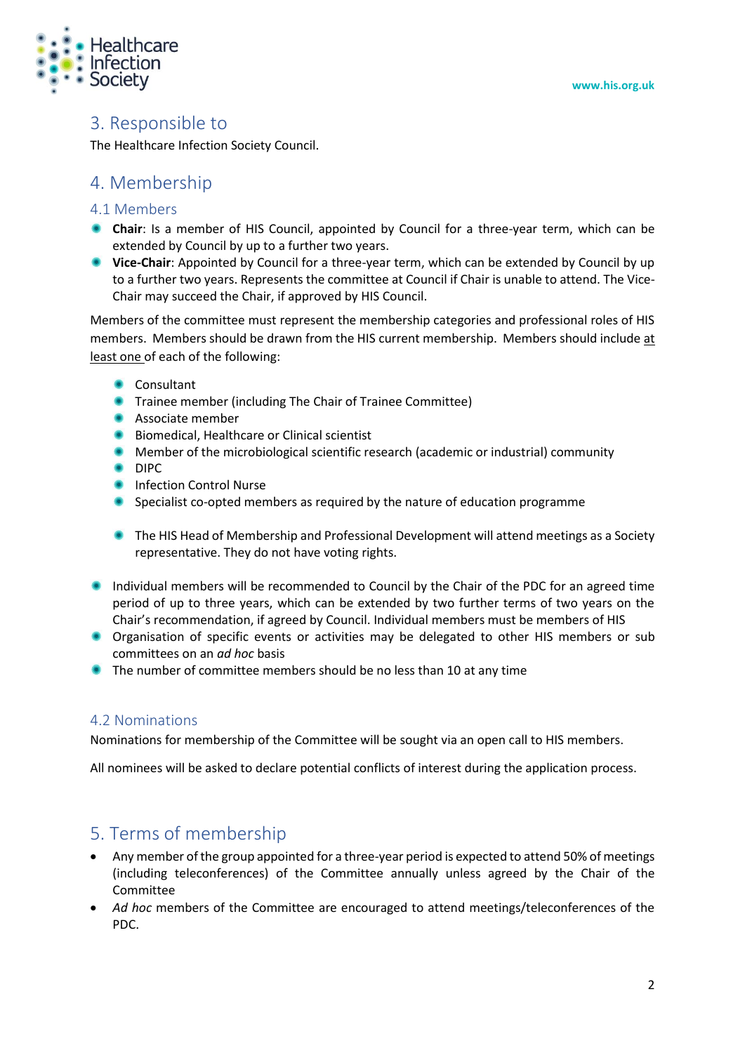## 3. Responsible to

The Healthcare Infection Society Council.

## 4. Membership

### 4.1 Members

- **Chair**: Is a member of HIS Council, appointed by Council for a three-year term, which can be extended by Council by up to a further two years.
- **Vice-Chair**: Appointed by Council for a three-year term, which can be extended by Council by up to a further two years. Represents the committee at Council if Chair is unable to attend. The Vice-Chair may succeed the Chair, if approved by HIS Council.

Members of the committee must represent the membership categories and professional roles of HIS members. Members should be drawn from the HIS current membership. Members should include at least one of each of the following:

- Consultant
- Trainee member (including The Chair of Trainee Committee)
- Associate member
- Biomedical, Healthcare or Clinical scientist
- Member of the microbiological scientific research (academic or industrial) community
- DIPC
- Infection Control Nurse
- Specialist co-opted members as required by the nature of education programme
- The HIS Head of Membership and Professional Development will attend meetings as a Society representative. They do not have voting rights.

- Individual members will be recommended to Council by the Chair of the PDC for an agreed time period of up to three years, which can be extended by two further terms of two years on the Chair's recommendation, if agreed by Council. Individual members must be members of HIS
- Organisation of specific events or activities may be delegated to other HIS members or sub committees on an *ad hoc* basis
- The number of committee members should be no less than 10 at any time

### 4.2 Nominations

Nominations for membership of the Committee will be sought via an open call to HIS members.

All nominees will be asked to declare potential conflicts of interest during the application process.

## 5. Terms of membership

- Any member of the group appointed for a three-year period is expected to attend 50% of meetings (including teleconferences) of the Committee annually unless agreed by the Chair of the Committee
- *Ad hoc* members of the Committee are encouraged to attend meetings/teleconferences of the PDC.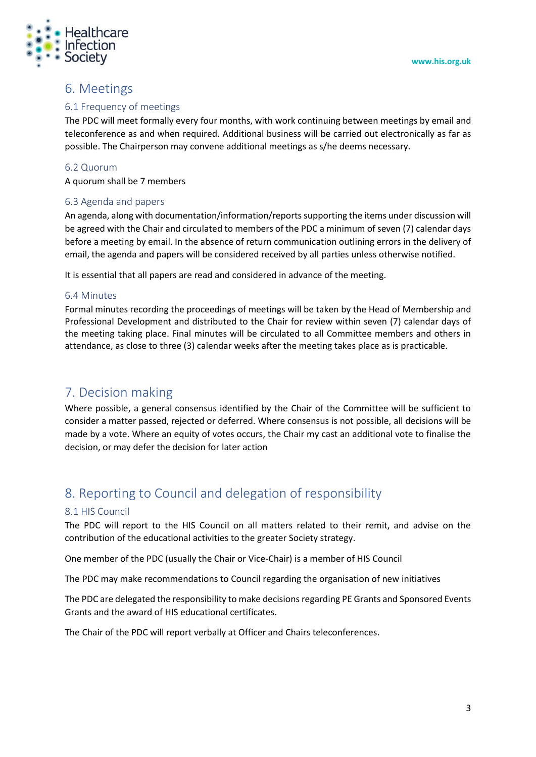# 6. Meetings

## 6.1 Frequency of meetings

The PDC will meet formally every four months, with work continuing between meetings by email and teleconference as and when required. Additional business will be carried out electronically as far as possible. The Chairperson may convene additional meetings as s/he deems necessary.

## 6.2 Quorum

A quorum shall be 7 members

## 6.3 Agenda and papers

An agenda, along with documentation/information/reports supporting the items under discussion will be agreed with the Chair and circulated to members of the PDC a minimum of seven (7) calendar days before a meeting by email. In the absence of return communication outlining errors in the delivery of email, the agenda and papers will be considered received by all parties unless otherwise notified.

It is essential that all papers are read and considered in advance of the meeting.

## 6.4 Minutes

Formal minutes recording the proceedings of meetings will be taken by the Head of Membership and Professional Development and distributed to the Chair for review within seven (7) calendar days of the meeting taking place. Final minutes will be circulated to all Committee members and others in attendance, as close to three (3) calendar weeks after the meeting takes place as is practicable.

# 7. Decision making

Where possible, a general consensus identified by the Chair of the Committee will be sufficient to consider a matter passed, rejected or deferred. Where consensus is not possible, all decisions will be made by a vote. Where an equity of votes occurs, the Chair my cast an additional vote to finalise the decision, or may defer the decision for later action

# 8. Reporting to Council and delegation of responsibility

## 8.1 HIS Council

The PDC will report to the HIS Council on all matters related to their remit, and advise on the contribution of the educational activities to the greater Society strategy.

One member of the PDC (usually the Chair or Vice-Chair) is a member of HIS Council

The PDC may make recommendations to Council regarding the organisation of new initiatives

The PDC are delegated the responsibility to make decisions regarding PE Grants and Sponsored Events Grants and the award of HIS educational certificates.

The Chair of the PDC will report verbally at Officer and Chairs teleconferences.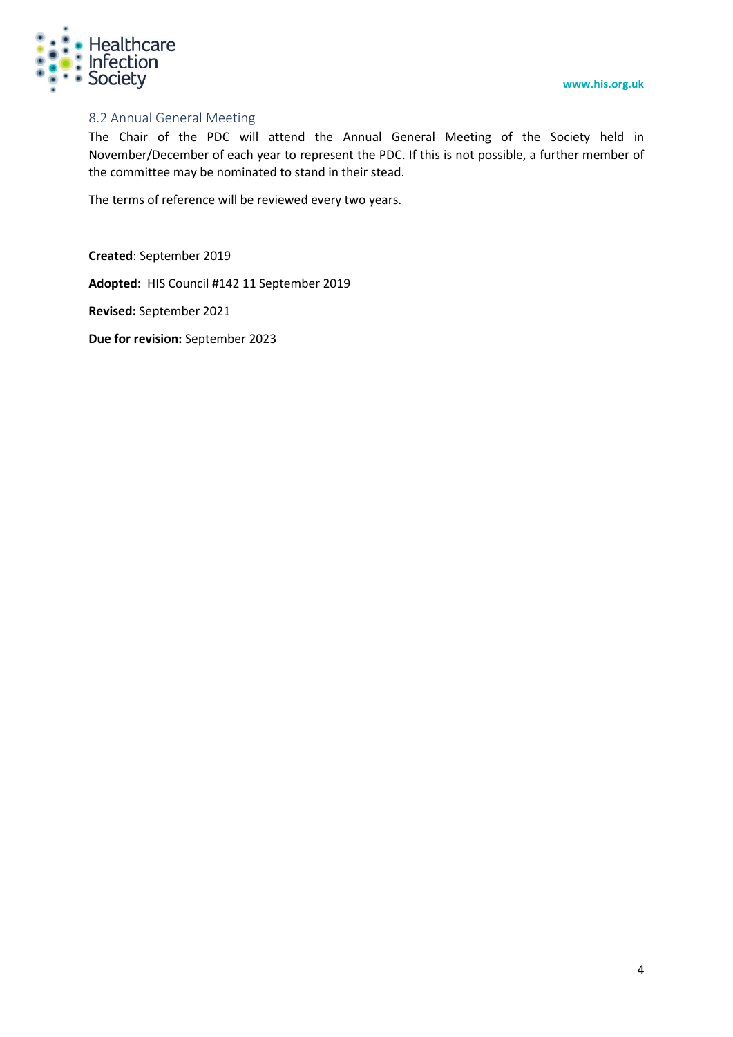### 8.2 Annual General Meeting

The Chair of the PDC will attend the Annual General Meeting of the Society held in November/December of each year to represent the PDC. If this is not possible, a further member of the committee may be nominated to stand in their stead.

The terms of reference will be reviewed every two years.

**Created**: September 2019

**Adopted:** HIS Council #142 11 September 2019

**Revised:** September 2021

**Due for revision:** September 2023